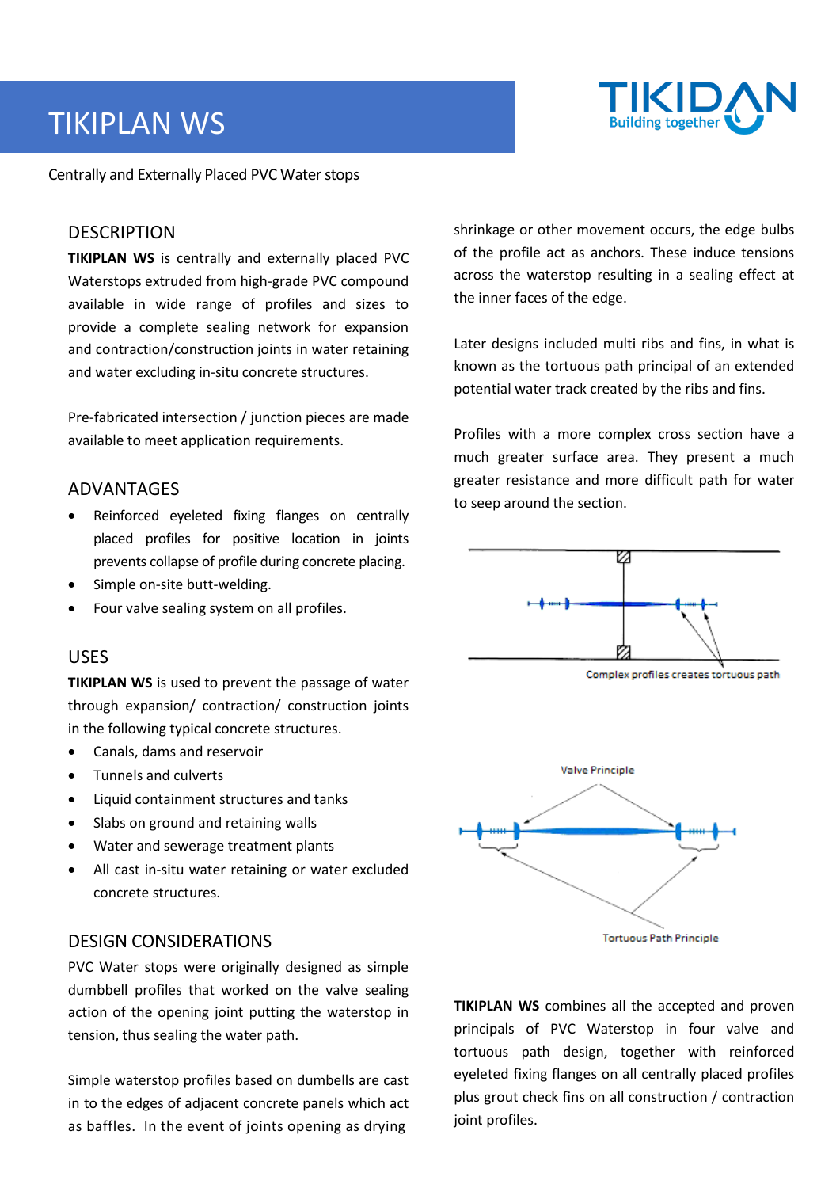# TIKIPLAN WS

Centrally and Externally Placed PVC Water stops

## DESCRIPTION

**TIKIPLAN WS** is centrally and externally placed PVC Waterstops extruded from high-grade PVC compound available in wide range of profiles and sizes to provide a complete sealing network for expansion and contraction/construction joints in water retaining and water excluding in-situ concrete structures.

Pre-fabricated intersection / junction pieces are made available to meet application requirements.

## ADVANTAGES

- Reinforced eyeleted fixing flanges on centrally placed profiles for positive location in joints prevents collapse of profile during concrete placing.
- Simple on-site butt-welding.
- Four valve sealing system on all profiles.

## USES

**TIKIPLAN WS** is used to prevent the passage of water through expansion/ contraction/ construction joints in the following typical concrete structures.

- Canals, dams and reservoir
- Tunnels and culverts
- Liquid containment structures and tanks
- Slabs on ground and retaining walls
- Water and sewerage treatment plants
- All cast in-situ water retaining or water excluded concrete structures.

## DESIGN CONSIDERATIONS

PVC Water stops were originally designed as simple dumbbell profiles that worked on the valve sealing action of the opening joint putting the waterstop in tension, thus sealing the water path.

Simple waterstop profiles based on dumbells are cast in to the edges of adjacent concrete panels which act as baffles. In the event of joints opening as drying shrinkage or other movement occurs, the edge bulbs of the profile act as anchors. These induce tensions across the waterstop resulting in a sealing effect at the inner faces of the edge.

Later designs included multi ribs and fins, in what is known as the tortuous path principal of an extended potential water track created by the ribs and fins.

Profiles with a more complex cross section have a much greater surface area. They present a much greater resistance and more difficult path for water to seep around the section.

Complex profiles creates tortuous path

Valve Principle

Tortuous Path Principle

**TIKIPLAN WS** combines all the accepted and proven principals of PVC Waterstop in four valve and tortuous path design, together with reinforced eyeleted fixing flanges on all centrally placed profiles plus grout check fins on all construction / contraction joint profiles.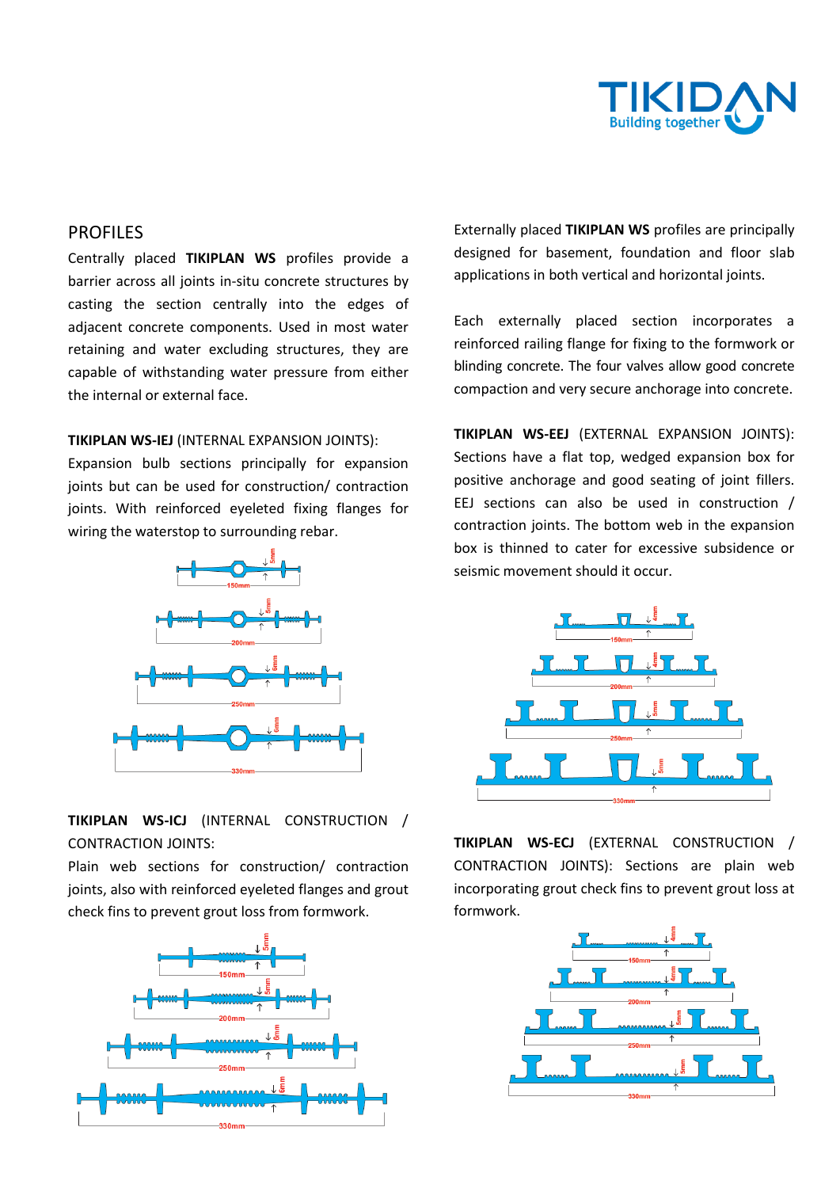## PROFILES

Centrally placed **TIKIPLAN WS** profiles provide a barrier across all joints in-situ concrete structures by casting the section centrally into the edges of adjacent concrete components. Used in most water retaining and water excluding structures, they are capable of withstanding water pressure from either the internal or external face.

**TIKIPLAN WS-IEJ** (INTERNAL EXPANSION JOINTS):
Expansion bulb sections principally for expansion joints but can be used for construction/ contraction joints. With reinforced eyeleted fixing flanges for wiring the waterstop to surrounding rebar.

5mm
150mm

5mm
200mm

6mm
250mm

6mm
330mm

**TIKIPLAN WS-ICJ** (INTERNAL CONSTRUCTION / CONTRACTION JOINTS:
Plain web sections for construction/ contraction joints, also with reinforced eyeleted flanges and grout check fins to prevent grout loss from formwork.

5mm
150mm

5mm
200mm

6mm
250mm

6mm
330mm

Externally placed **TIKIPLAN WS** profiles are principally designed for basement, foundation and floor slab applications in both vertical and horizontal joints.

Each externally placed section incorporates a reinforced railing flange for fixing to the formwork or blinding concrete. The four valves allow good concrete compaction and very secure anchorage into concrete.

**TIKIPLAN WS-EEJ** (EXTERNAL EXPANSION JOINTS):
Sections have a flat top, wedged expansion box for positive anchorage and good seating of joint fillers. EEJ sections can also be used in construction / contraction joints. The bottom web in the expansion box is thinned to cater for excessive subsidence or seismic movement should it occur.

4mm
150mm

4mm
200mm

5mm
250mm

5mm
330mm

**TIKIPLAN WS-ECJ** (EXTERNAL CONSTRUCTION / CONTRACTION JOINTS): Sections are plain web incorporating grout check fins to prevent grout loss at formwork.

4mm
150mm

4mm
200mm

5mm
250mm

5mm
330mm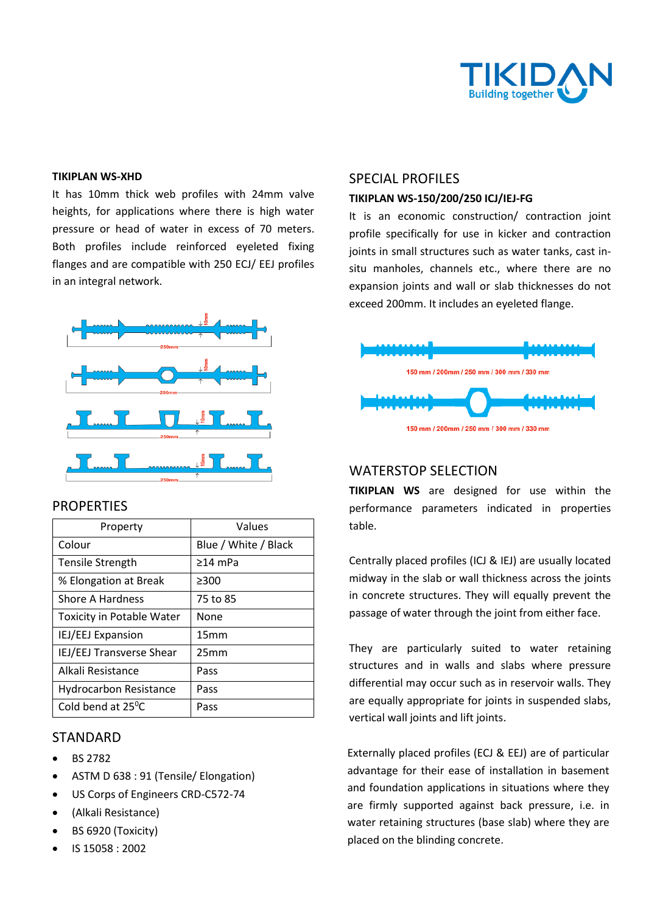**TIKIPLAN WS-XHD**

It has 10mm thick web profiles with 24mm valve heights, for applications where there is high water pressure or head of water in excess of 70 meters. Both profiles include reinforced eyeleted fixing flanges and are compatible with 250 ECJ/ EEJ profiles in an integral network.

## PROPERTIES

| Property | Values |
|---|---|
| Colour | Blue / White / Black |
| Tensile Strength | ≥14 mPa |
| % Elongation at Break | ≥300 |
| Shore A Hardness | 75 to 85 |
| Toxicity in Potable Water | None |
| IEJ/EEJ Expansion | 15mm |
| IEJ/EEJ Transverse Shear | 25mm |
| Alkali Resistance | Pass |
| Hydrocarbon Resistance | Pass |
| Cold bend at 25$^0$C | Pass |

## STANDARD

- BS 2782
- ASTM D 638 : 91 (Tensile/ Elongation)
- US Corps of Engineers CRD-C572-74
- (Alkali Resistance)
- BS 6920 (Toxicity)
- IS 15058 : 2002

## SPECIAL PROFILES

**TIKIPLAN WS-150/200/250 ICJ/IEJ-FG**

It is an economic construction/ contraction joint profile specifically for use in kicker and contraction joints in small structures such as water tanks, cast in-situ manholes, channels etc., where there are no expansion joints and wall or slab thicknesses do not exceed 200mm. It includes an eyeleted flange.

150 mm / 200mm / 250 mm / 300 mm / 330 mm

150 mm / 200mm / 250 mm / 300 mm / 330 mm

## WATERSTOP SELECTION

**TIKIPLAN WS** are designed for use within the performance parameters indicated in properties table.

Centrally placed profiles (ICJ & IEJ) are usually located midway in the slab or wall thickness across the joints in concrete structures. They will equally prevent the passage of water through the joint from either face.

They are particularly suited to water retaining structures and in walls and slabs where pressure differential may occur such as in reservoir walls. They are equally appropriate for joints in suspended slabs, vertical wall joints and lift joints.

Externally placed profiles (ECJ & EEJ) are of particular advantage for their ease of installation in basement and foundation applications in situations where they are firmly supported against back pressure, i.e. in water retaining structures (base slab) where they are placed on the blinding concrete.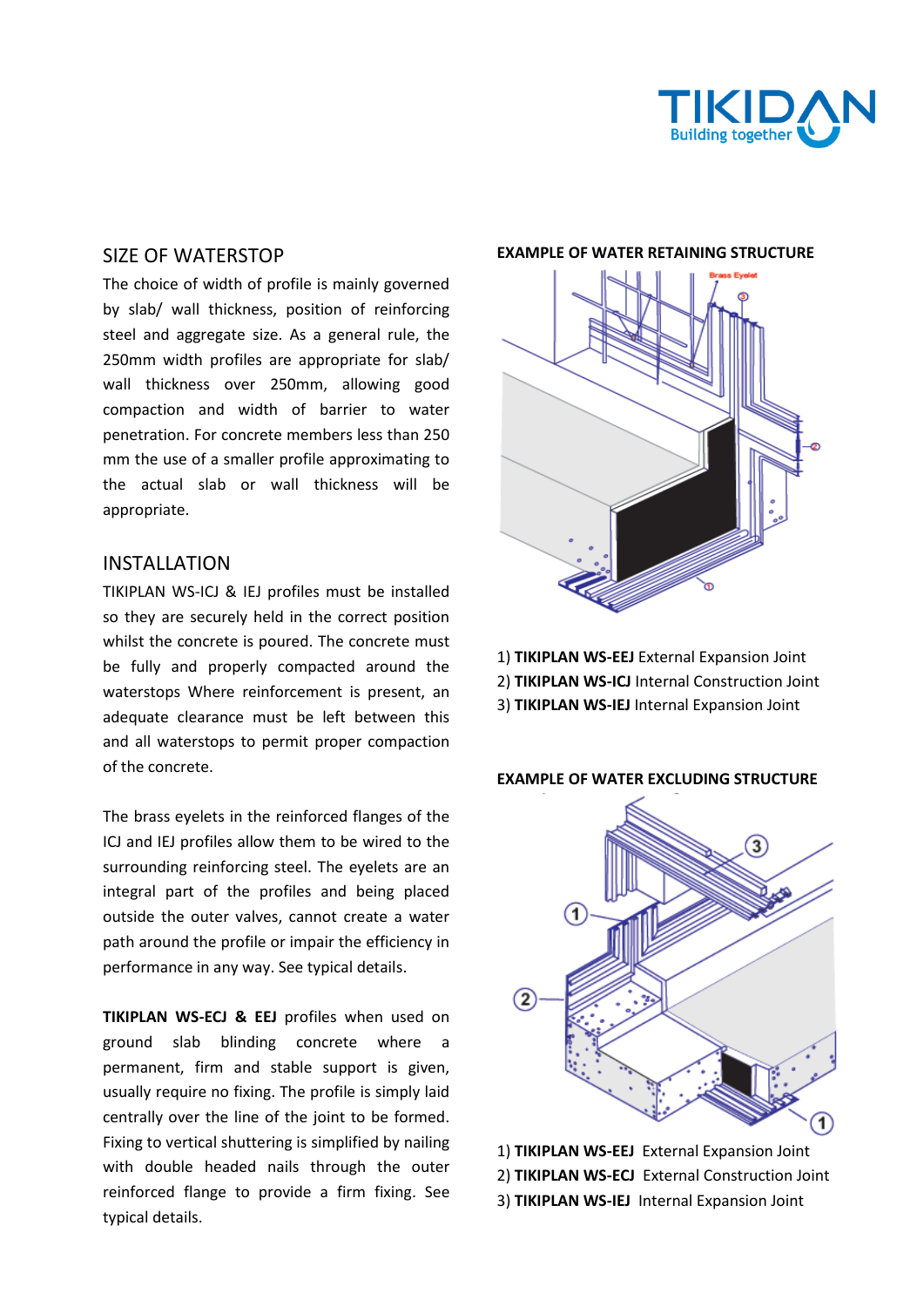## SIZE OF WATERSTOP

The choice of width of profile is mainly governed by slab/ wall thickness, position of reinforcing steel and aggregate size. As a general rule, the 250mm width profiles are appropriate for slab/ wall thickness over 250mm, allowing good compaction and width of barrier to water penetration. For concrete members less than 250 mm the use of a smaller profile approximating to the actual slab or wall thickness will be appropriate.

## INSTALLATION

TIKIPLAN WS-ICJ & IEJ profiles must be installed so they are securely held in the correct position whilst the concrete is poured. The concrete must be fully and properly compacted around the waterstops Where reinforcement is present, an adequate clearance must be left between this and all waterstops to permit proper compaction of the concrete.

The brass eyelets in the reinforced flanges of the ICJ and IEJ profiles allow them to be wired to the surrounding reinforcing steel. The eyelets are an integral part of the profiles and being placed outside the outer valves, cannot create a water path around the profile or impair the efficiency in performance in any way. See typical details.

**TIKIPLAN WS-ECJ & EEJ** profiles when used on ground slab blinding concrete where a permanent, firm and stable support is given, usually require no fixing. The profile is simply laid centrally over the line of the joint to be formed. Fixing to vertical shuttering is simplified by nailing with double headed nails through the outer reinforced flange to provide a firm fixing. See typical details.

**EXAMPLE OF WATER RETAINING STRUCTURE**

1) **TIKIPLAN WS-EEJ** External Expansion Joint
2) **TIKIPLAN WS-ICJ** Internal Construction Joint
3) **TIKIPLAN WS-IEJ** Internal Expansion Joint

**EXAMPLE OF WATER EXCLUDING STRUCTURE**

1) **TIKIPLAN WS-EEJ** External Expansion Joint
2) **TIKIPLAN WS-ECJ** External Construction Joint
3) **TIKIPLAN WS-IEJ** Internal Expansion Joint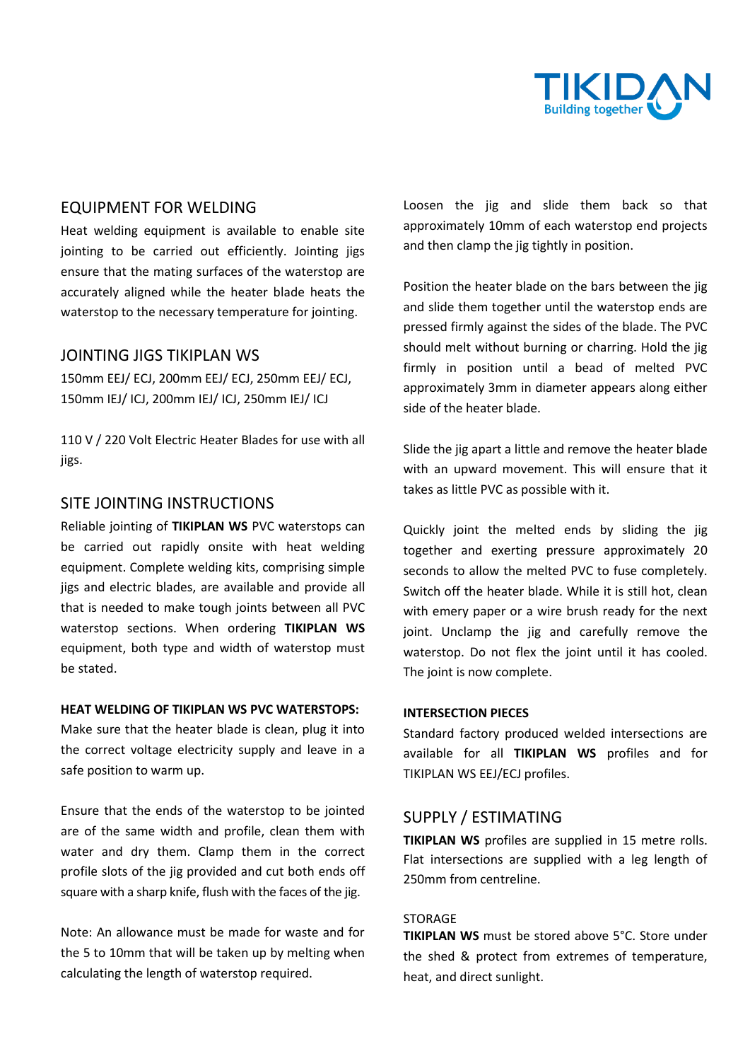## EQUIPMENT FOR WELDING

Heat welding equipment is available to enable site jointing to be carried out efficiently. Jointing jigs ensure that the mating surfaces of the waterstop are accurately aligned while the heater blade heats the waterstop to the necessary temperature for jointing.

## JOINTING JIGS TIKIPLAN WS

150mm EEJ/ ECJ, 200mm EEJ/ ECJ, 250mm EEJ/ ECJ, 150mm IEJ/ ICJ, 200mm IEJ/ ICJ, 250mm IEJ/ ICJ

110 V / 220 Volt Electric Heater Blades for use with all jigs.

## SITE JOINTING INSTRUCTIONS

Reliable jointing of **TIKIPLAN WS** PVC waterstops can be carried out rapidly onsite with heat welding equipment. Complete welding kits, comprising simple jigs and electric blades, are available and provide all that is needed to make tough joints between all PVC waterstop sections. When ordering **TIKIPLAN WS** equipment, both type and width of waterstop must be stated.

**HEAT WELDING OF TIKIPLAN WS PVC WATERSTOPS:**

Make sure that the heater blade is clean, plug it into the correct voltage electricity supply and leave in a safe position to warm up.

Ensure that the ends of the waterstop to be jointed are of the same width and profile, clean them with water and dry them. Clamp them in the correct profile slots of the jig provided and cut both ends off square with a sharp knife, flush with the faces of the jig.

Note: An allowance must be made for waste and for the 5 to 10mm that will be taken up by melting when calculating the length of waterstop required.

Loosen the jig and slide them back so that approximately 10mm of each waterstop end projects and then clamp the jig tightly in position.

Position the heater blade on the bars between the jig and slide them together until the waterstop ends are pressed firmly against the sides of the blade. The PVC should melt without burning or charring. Hold the jig firmly in position until a bead of melted PVC approximately 3mm in diameter appears along either side of the heater blade.

Slide the jig apart a little and remove the heater blade with an upward movement. This will ensure that it takes as little PVC as possible with it.

Quickly joint the melted ends by sliding the jig together and exerting pressure approximately 20 seconds to allow the melted PVC to fuse completely. Switch off the heater blade. While it is still hot, clean with emery paper or a wire brush ready for the next joint. Unclamp the jig and carefully remove the waterstop. Do not flex the joint until it has cooled. The joint is now complete.

**INTERSECTION PIECES**

Standard factory produced welded intersections are available for all **TIKIPLAN WS** profiles and for TIKIPLAN WS EEJ/ECJ profiles.

## SUPPLY / ESTIMATING

**TIKIPLAN WS** profiles are supplied in 15 metre rolls. Flat intersections are supplied with a leg length of 250mm from centreline.

### STORAGE

**TIKIPLAN WS** must be stored above 5°C. Store under the shed & protect from extremes of temperature, heat, and direct sunlight.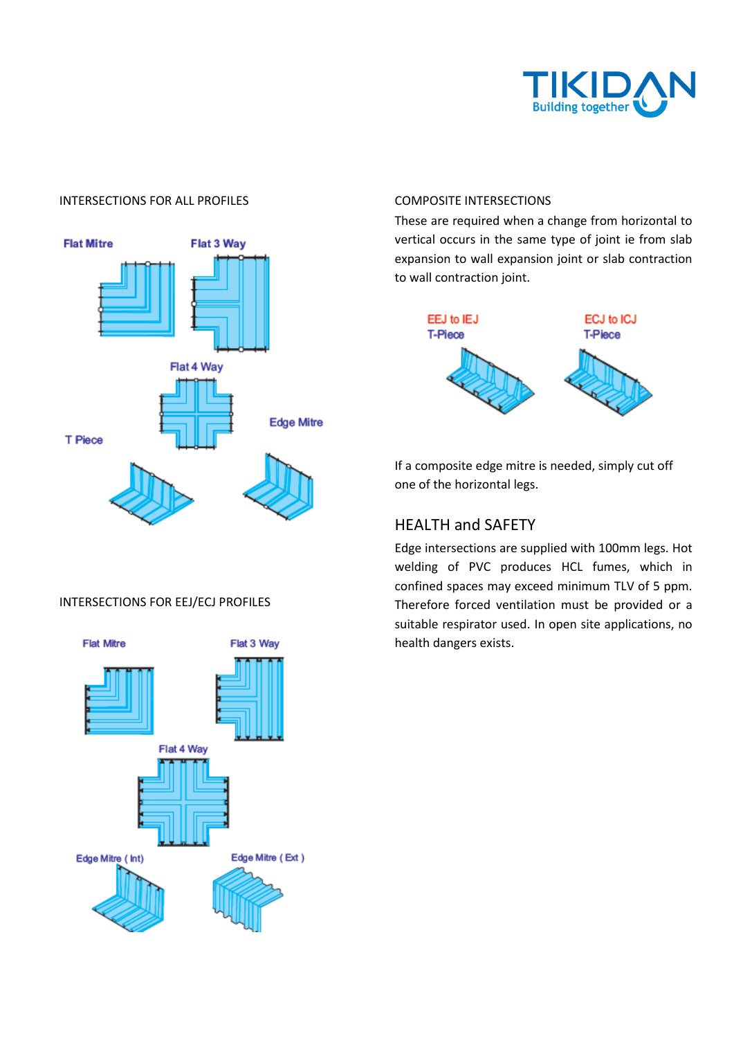INTERSECTIONS FOR ALL PROFILES

Flat Mitre

Flat 3 Way

Flat 4 Way

T Piece

Edge Mitre

INTERSECTIONS FOR EEJ/ECJ PROFILES

Flat Mitre

Flat 3 Way

Flat 4 Way

Edge Mitre ( Int)

Edge Mitre ( Ext )

COMPOSITE INTERSECTIONS

These are required when a change from horizontal to vertical occurs in the same type of joint ie from slab expansion to wall expansion joint or slab contraction to wall contraction joint.

EEJ to IEJ T-Piece

ECJ to ICJ T-Piece

If a composite edge mitre is needed, simply cut off one of the horizontal legs.

## HEALTH and SAFETY

Edge intersections are supplied with 100mm legs. Hot welding of PVC produces HCL fumes, which in confined spaces may exceed minimum TLV of 5 ppm. Therefore forced ventilation must be provided or a suitable respirator used. In open site applications, no health dangers exists.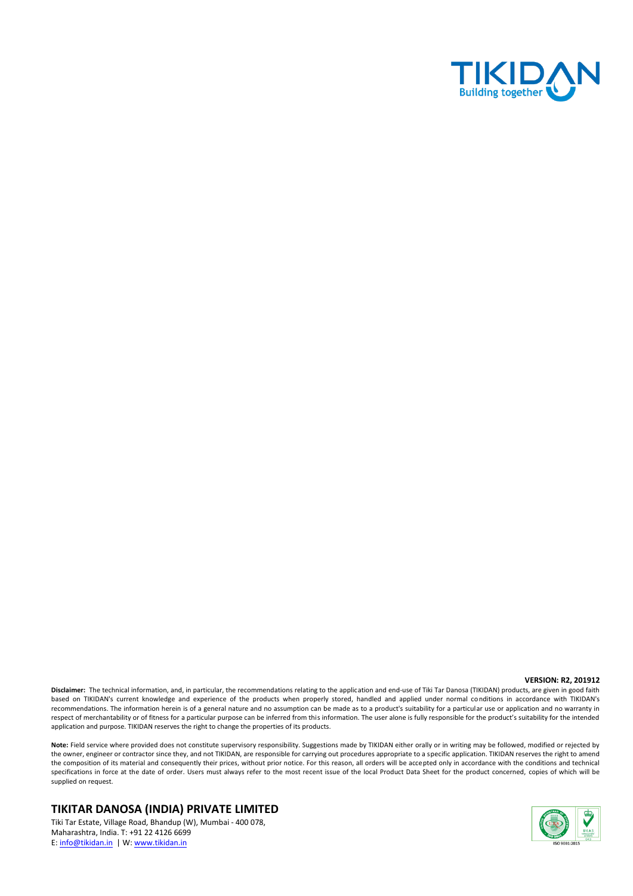**VERSION: R2, 201912**

**Disclaimer:** The technical information, and, in particular, the recommendations relating to the application and end-use of Tiki Tar Danosa (TIKIDAN) products, are given in good faith based on TIKIDAN's current knowledge and experience of the products when properly stored, handled and applied under normal conditions in accordance with TIKIDAN's recommendations. The information herein is of a general nature and no assumption can be made as to a product's suitability for a particular use or application and no warranty in respect of merchantability or of fitness for a particular purpose can be inferred from this information. The user alone is fully responsible for the product's suitability for the intended application and purpose. TIKIDAN reserves the right to change the properties of its products.

**Note:** Field service where provided does not constitute supervisory responsibility. Suggestions made by TIKIDAN either orally or in writing may be followed, modified or rejected by the owner, engineer or contractor since they, and not TIKIDAN, are responsible for carrying out procedures appropriate to a specific application. TIKIDAN reserves the right to amend the composition of its material and consequently their prices, without prior notice. For this reason, all orders will be accepted only in accordance with the conditions and technical specifications in force at the date of order. Users must always refer to the most recent issue of the local Product Data Sheet for the product concerned, copies of which will be supplied on request.

## TIKITAR DANOSA (INDIA) PRIVATE LIMITED

Tiki Tar Estate, Village Road, Bhandup (W), Mumbai - 400 078,
Maharashtra, India. T: +91 22 4126 6699
E: info@tikidan.in | W: www.tikidan.in

ISO 9001:2015